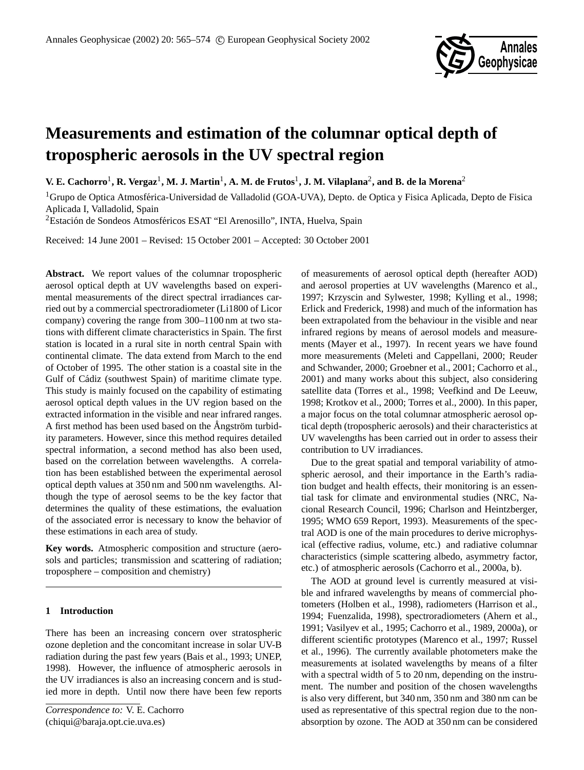# Measurements and estimation of the columnar optical depth of tropospheric aerosols in the UV spectral region

**V. E. Cachorro[1], R. Vergaz[1], M. J. Martin[1], A. M. de Frutos[1], J. M. Vilaplana[2], and B. de la Morena[2]**

[1]Grupo de Optica Atmosférica-Universidad de Valladolid (GOA-UVA), Depto. de Optica y Fisica Aplicada, Depto de Fisica Aplicada I, Valladolid, Spain

[2]Estación de Sondeos Atmosféricos ESAT "El Arenosillo", INTA, Huelva, Spain

Received: 14 June 2001 – Revised: 15 October 2001 – Accepted: 30 October 2001

**Abstract.** We report values of the columnar tropospheric aerosol optical depth at UV wavelengths based on experimental measurements of the direct spectral irradiances carried out by a commercial spectroradiometer (Li1800 of Licor company) covering the range from 300–1100 nm at two stations with different climate characteristics in Spain. The first station is located in a rural site in north central Spain with continental climate. The data extend from March to the end of October of 1995. The other station is a coastal site in the Gulf of Cádiz (southwest Spain) of maritime climate type. This study is mainly focused on the capability of estimating aerosol optical depth values in the UV region based on the extracted information in the visible and near infrared ranges. A first method has been used based on the Ångström turbidity parameters. However, since this method requires detailed spectral information, a second method has also been used, based on the correlation between wavelengths. A correlation has been established between the experimental aerosol optical depth values at 350 nm and 500 nm wavelengths. Although the type of aerosol seems to be the key factor that determines the quality of these estimations, the evaluation of the associated error is necessary to know the behavior of these estimations in each area of study.

**Key words.** Atmospheric composition and structure (aerosols and particles; transmission and scattering of radiation; troposphere – composition and chemistry)

## 1 Introduction

There has been an increasing concern over stratospheric ozone depletion and the concomitant increase in solar UV-B radiation during the past few years (Bais et al., 1993; UNEP, 1998). However, the influence of atmospheric aerosols in the UV irradiances is also an increasing concern and is studied more in depth. Until now there have been few reports of measurements of aerosol optical depth (hereafter AOD) and aerosol properties at UV wavelengths (Marenco et al., 1997; Krzyscin and Sylwester, 1998; Kylling et al., 1998; Erlick and Frederick, 1998) and much of the information has been extrapolated from the behaviour in the visible and near infrared regions by means of aerosol models and measurements (Mayer et al., 1997). In recent years we have found more measurements (Meleti and Cappellani, 2000; Reuder and Schwander, 2000; Groebner et al., 2001; Cachorro et al., 2001) and many works about this subject, also considering satellite data (Torres et al., 1998; Veefkind and De Leeuw, 1998; Krotkov et al., 2000; Torres et al., 2000). In this paper, a major focus on the total columnar atmospheric aerosol optical depth (tropospheric aerosols) and their characteristics at UV wavelengths has been carried out in order to assess their contribution to UV irradiances.

Due to the great spatial and temporal variability of atmospheric aerosol, and their importance in the Earth's radiation budget and health effects, their monitoring is an essential task for climate and environmental studies (NRC, Nacional Research Council, 1996; Charlson and Heintzberger, 1995; WMO 659 Report, 1993). Measurements of the spectral AOD is one of the main procedures to derive microphysical (effective radius, volume, etc.) and radiative columnar characteristics (simple scattering albedo, asymmetry factor, etc.) of atmospheric aerosols (Cachorro et al., 2000a, b).

The AOD at ground level is currently measured at visible and infrared wavelengths by means of commercial photometers (Holben et al., 1998), radiometers (Harrison et al., 1994; Fuenzalida, 1998), spectroradiometers (Ahern et al., 1991; Vasilyev et al., 1995; Cachorro et al., 1989, 2000a), or different scientific prototypes (Marenco et al., 1997; Russel et al., 1996). The currently available photometers make the measurements at isolated wavelengths by means of a filter with a spectral width of 5 to 20 nm, depending on the instrument. The number and position of the chosen wavelengths is also very different, but 340 nm, 350 nm and 380 nm can be used as representative of this spectral region due to the non-absorption by ozone. The AOD at 350 nm can be considered

*Correspondence to:* V. E. Cachorro
(chiqui@baraja.opt.cie.uva.es)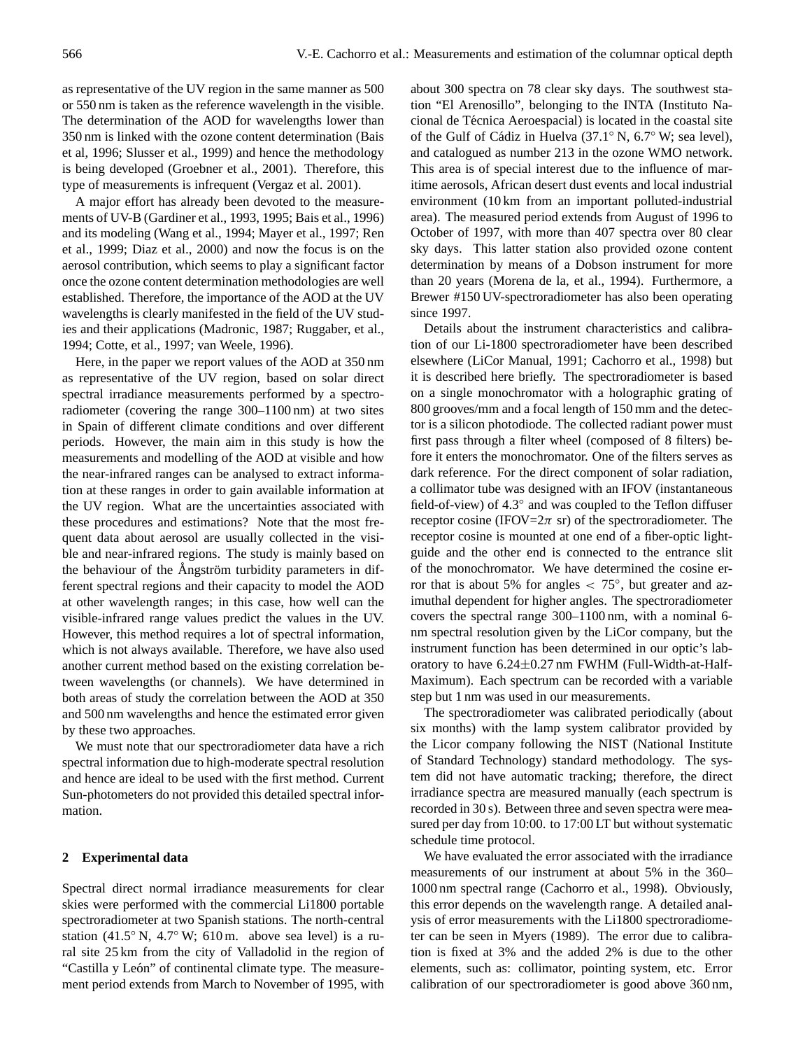as representative of the UV region in the same manner as 500 or 550 nm is taken as the reference wavelength in the visible. The determination of the AOD for wavelengths lower than 350 nm is linked with the ozone content determination (Bais et al, 1996; Slusser et al., 1999) and hence the methodology is being developed (Groebner et al., 2001). Therefore, this type of measurements is infrequent (Vergaz et al. 2001).

A major effort has already been devoted to the measurements of UV-B (Gardiner et al., 1993, 1995; Bais et al., 1996) and its modeling (Wang et al., 1994; Mayer et al., 1997; Ren et al., 1999; Diaz et al., 2000) and now the focus is on the aerosol contribution, which seems to play a significant factor once the ozone content determination methodologies are well established. Therefore, the importance of the AOD at the UV wavelengths is clearly manifested in the field of the UV studies and their applications (Madronic, 1987; Ruggaber, et al., 1994; Cotte, et al., 1997; van Weele, 1996).

Here, in the paper we report values of the AOD at 350 nm as representative of the UV region, based on solar direct spectral irradiance measurements performed by a spectroradiometer (covering the range 300–1100 nm) at two sites in Spain of different climate conditions and over different periods. However, the main aim in this study is how the measurements and modelling of the AOD at visible and how the near-infrared ranges can be analysed to extract information at these ranges in order to gain available information at the UV region. What are the uncertainties associated with these procedures and estimations? Note that the most frequent data about aerosol are usually collected in the visible and near-infrared regions. The study is mainly based on the behaviour of the Ångström turbidity parameters in different spectral regions and their capacity to model the AOD at other wavelength ranges; in this case, how well can the visible-infrared range values predict the values in the UV. However, this method requires a lot of spectral information, which is not always available. Therefore, we have also used another current method based on the existing correlation between wavelengths (or channels). We have determined in both areas of study the correlation between the AOD at 350 and 500 nm wavelengths and hence the estimated error given by these two approaches.

We must note that our spectroradiometer data have a rich spectral information due to high-moderate spectral resolution and hence are ideal to be used with the first method. Current Sun-photometers do not provided this detailed spectral information.

## 2 Experimental data

Spectral direct normal irradiance measurements for clear skies were performed with the commercial Li1800 portable spectroradiometer at two Spanish stations. The north-central station (41.5° N, 4.7° W; 610 m. above sea level) is a rural site 25 km from the city of Valladolid in the region of "Castilla y León" of continental climate type. The measurement period extends from March to November of 1995, with about 300 spectra on 78 clear sky days. The southwest station "El Arenosillo", belonging to the INTA (Instituto Nacional de Técnica Aeroespacial) is located in the coastal site of the Gulf of Cádiz in Huelva (37.1° N, 6.7° W; sea level), and catalogued as number 213 in the ozone WMO network. This area is of special interest due to the influence of maritime aerosols, African desert dust events and local industrial environment (10 km from an important polluted-industrial area). The measured period extends from August of 1996 to October of 1997, with more than 407 spectra over 80 clear sky days. This latter station also provided ozone content determination by means of a Dobson instrument for more than 20 years (Morena de la, et al., 1994). Furthermore, a Brewer #150 UV-spectroradiometer has also been operating since 1997.

Details about the instrument characteristics and calibration of our Li-1800 spectroradiometer have been described elsewhere (LiCor Manual, 1991; Cachorro et al., 1998) but it is described here briefly. The spectroradiometer is based on a single monochromator with a holographic grating of 800 grooves/mm and a focal length of 150 mm and the detector is a silicon photodiode. The collected radiant power must first pass through a filter wheel (composed of 8 filters) before it enters the monochromator. One of the filters serves as dark reference. For the direct component of solar radiation, a collimator tube was designed with an IFOV (instantaneous field-of-view) of 4.3° and was coupled to the Teflon diffuser receptor cosine (IFOV=$2\pi$ sr) of the spectroradiometer. The receptor cosine is mounted at one end of a fiber-optic lightguide and the other end is connected to the entrance slit of the monochromator. We have determined the cosine error that is about 5% for angles $< 75°$, but greater and azimuthal dependent for higher angles. The spectroradiometer covers the spectral range 300–1100 nm, with a nominal 6-nm spectral resolution given by the LiCor company, but the instrument function has been determined in our optic's laboratory to have 6.24±0.27 nm FWHM (Full-Width-at-Half-Maximum). Each spectrum can be recorded with a variable step but 1 nm was used in our measurements.

The spectroradiometer was calibrated periodically (about six months) with the lamp system calibrator provided by the Licor company following the NIST (National Institute of Standard Technology) standard methodology. The system did not have automatic tracking; therefore, the direct irradiance spectra are measured manually (each spectrum is recorded in 30 s). Between three and seven spectra were measured per day from 10:00. to 17:00 LT but without systematic schedule time protocol.

We have evaluated the error associated with the irradiance measurements of our instrument at about 5% in the 360–1000 nm spectral range (Cachorro et al., 1998). Obviously, this error depends on the wavelength range. A detailed analysis of error measurements with the Li1800 spectroradiometer can be seen in Myers (1989). The error due to calibration is fixed at 3% and the added 2% is due to the other elements, such as: collimator, pointing system, etc. Error calibration of our spectroradiometer is good above 360 nm,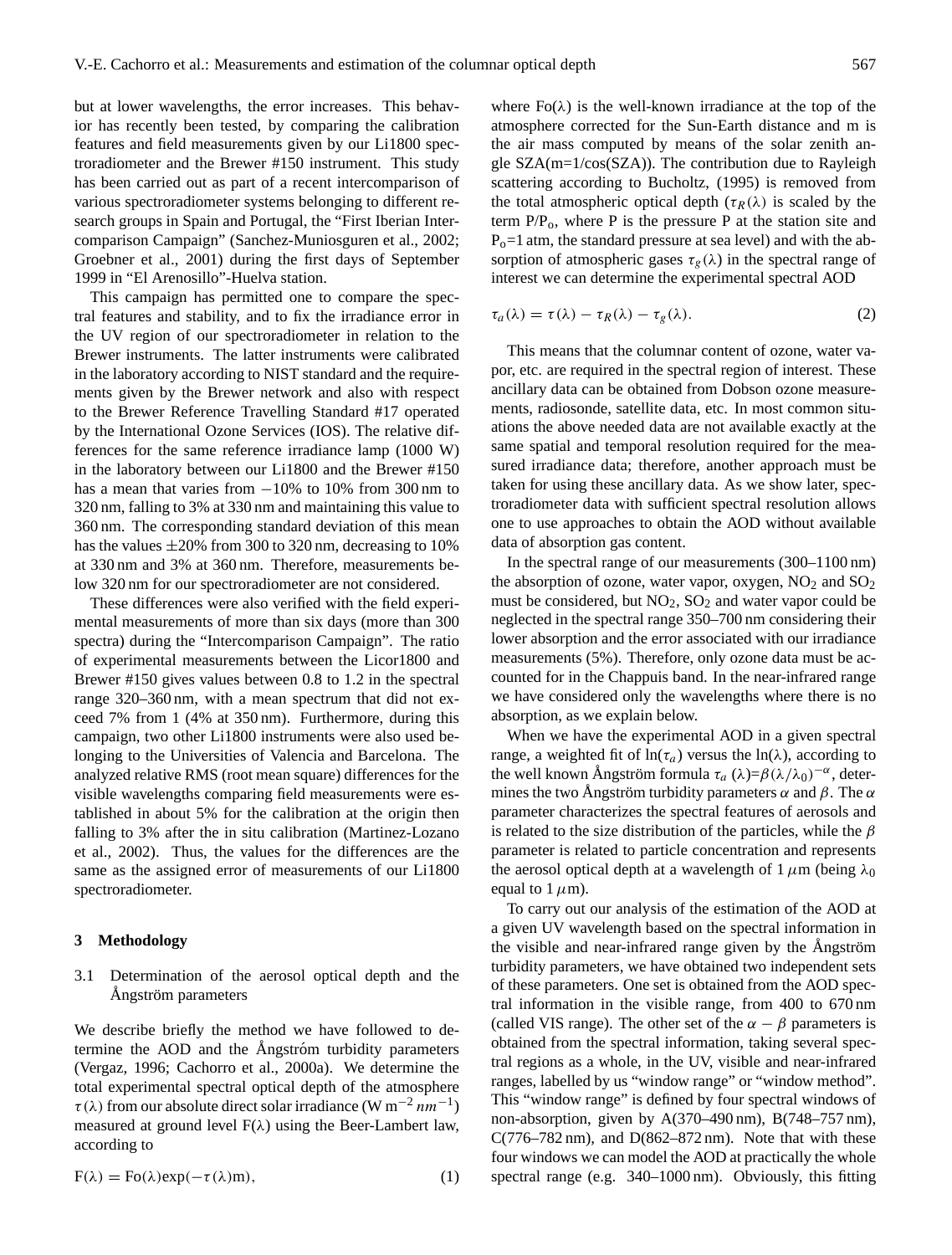but at lower wavelengths, the error increases. This behavior has recently been tested, by comparing the calibration features and field measurements given by our Li1800 spectroradiometer and the Brewer #150 instrument. This study has been carried out as part of a recent intercomparison of various spectroradiometer systems belonging to different research groups in Spain and Portugal, the "First Iberian Intercomparison Campaign" (Sanchez-Muniosguren et al., 2002; Groebner et al., 2001) during the first days of September 1999 in "El Arenosillo"-Huelva station.

This campaign has permitted one to compare the spectral features and stability, and to fix the irradiance error in the UV region of our spectroradiometer in relation to the Brewer instruments. The latter instruments were calibrated in the laboratory according to NIST standard and the requirements given by the Brewer network and also with respect to the Brewer Reference Travelling Standard #17 operated by the International Ozone Services (IOS). The relative differences for the same reference irradiance lamp (1000 W) in the laboratory between our Li1800 and the Brewer #150 has a mean that varies from −10% to 10% from 300 nm to 320 nm, falling to 3% at 330 nm and maintaining this value to 360 nm. The corresponding standard deviation of this mean has the values ±20% from 300 to 320 nm, decreasing to 10% at 330 nm and 3% at 360 nm. Therefore, measurements below 320 nm for our spectroradiometer are not considered.

These differences were also verified with the field experimental measurements of more than six days (more than 300 spectra) during the "Intercomparison Campaign". The ratio of experimental measurements between the Licor1800 and Brewer #150 gives values between 0.8 to 1.2 in the spectral range 320–360 nm, with a mean spectrum that did not exceed 7% from 1 (4% at 350 nm). Furthermore, during this campaign, two other Li1800 instruments were also used belonging to the Universities of Valencia and Barcelona. The analyzed relative RMS (root mean square) differences for the visible wavelengths comparing field measurements were established in about 5% for the calibration at the origin then falling to 3% after the in situ calibration (Martinez-Lozano et al., 2002). Thus, the values for the differences are the same as the assigned error of measurements of our Li1800 spectroradiometer.

## 3 Methodology

### 3.1 Determination of the aerosol optical depth and the Ångström parameters

We describe briefly the method we have followed to determine the AOD and the Ångstróm turbidity parameters (Vergaz, 1996; Cachorro et al., 2000a). We determine the total experimental spectral optical depth of the atmosphere $\tau(\lambda)$ from our absolute direct solar irradiance (W m$^{-2}$ $nm^{-1}$) measured at ground level F(λ) using the Beer-Lambert law, according to

$$\mathrm{F}(\lambda) = \mathrm{Fo}(\lambda)\exp(-\tau(\lambda)\mathrm{m}), \tag{1}$$

where Fo(λ) is the well-known irradiance at the top of the atmosphere corrected for the Sun-Earth distance and m is the air mass computed by means of the solar zenith angle SZA(m=1/cos(SZA)). The contribution due to Rayleigh scattering according to Bucholtz, (1995) is removed from the total atmospheric optical depth ($\tau_R(\lambda)$ is scaled by the term P/P$_o$, where P is the pressure P at the station site and P$_o$=1 atm, the standard pressure at sea level) and with the absorption of atmospheric gases $\tau_g(\lambda)$ in the spectral range of interest we can determine the experimental spectral AOD

$$\tau_a(\lambda) = \tau(\lambda) - \tau_R(\lambda) - \tau_g(\lambda). \tag{2}$$

This means that the columnar content of ozone, water vapor, etc. are required in the spectral region of interest. These ancillary data can be obtained from Dobson ozone measurements, radiosonde, satellite data, etc. In most common situations the above needed data are not available exactly at the same spatial and temporal resolution required for the measured irradiance data; therefore, another approach must be taken for using these ancillary data. As we show later, spectroradiometer data with sufficient spectral resolution allows one to use approaches to obtain the AOD without available data of absorption gas content.

In the spectral range of our measurements (300–1100 nm) the absorption of ozone, water vapor, oxygen, $NO_2$ and $SO_2$ must be considered, but $NO_2$, $SO_2$ and water vapor could be neglected in the spectral range 350–700 nm considering their lower absorption and the error associated with our irradiance measurements (5%). Therefore, only ozone data must be accounted for in the Chappuis band. In the near-infrared range we have considered only the wavelengths where there is no absorption, as we explain below.

When we have the experimental AOD in a given spectral range, a weighted fit of ln($\tau_a$) versus the ln(λ), according to the well known Ångström formula $\tau_a(\lambda)=\beta(\lambda/\lambda_0)^{-\alpha}$, determines the two Ångström turbidity parameters $\alpha$ and $\beta$. The $\alpha$ parameter characterizes the spectral features of aerosols and is related to the size distribution of the particles, while the $\beta$ parameter is related to particle concentration and represents the aerosol optical depth at a wavelength of 1 $\mu$m (being $\lambda_0$ equal to 1 $\mu$m).

To carry out our analysis of the estimation of the AOD at a given UV wavelength based on the spectral information in the visible and near-infrared range given by the Ångström turbidity parameters, we have obtained two independent sets of these parameters. One set is obtained from the AOD spectral information in the visible range, from 400 to 670 nm (called VIS range). The other set of the $\alpha - \beta$ parameters is obtained from the spectral information, taking several spectral regions as a whole, in the UV, visible and near-infrared ranges, labelled by us "window range" or "window method". This "window range" is defined by four spectral windows of non-absorption, given by A(370–490 nm), B(748–757 nm), C(776–782 nm), and D(862–872 nm). Note that with these four windows we can model the AOD at practically the whole spectral range (e.g. 340–1000 nm). Obviously, this fitting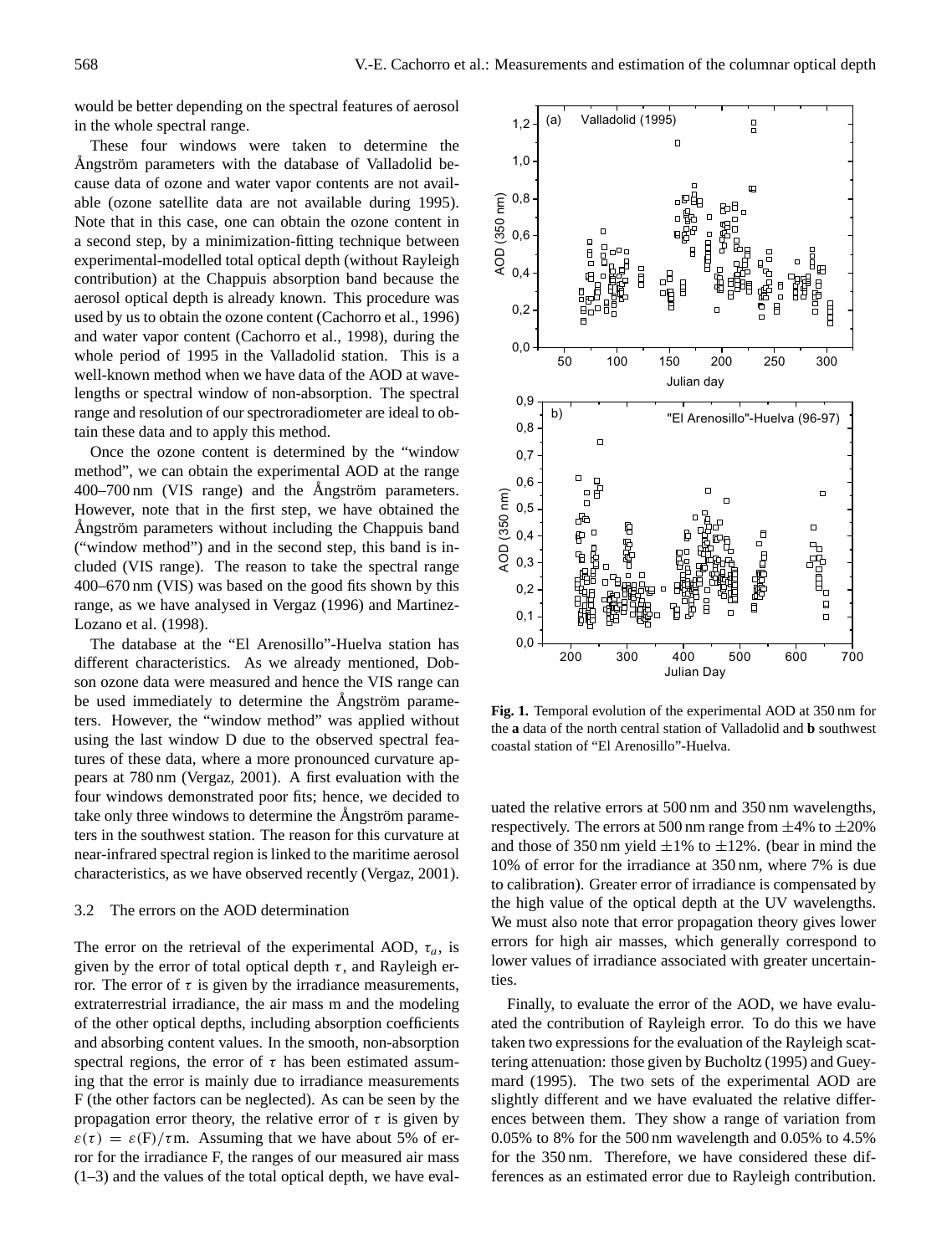would be better depending on the spectral features of aerosol in the whole spectral range.

These four windows were taken to determine the Ångström parameters with the database of Valladolid because data of ozone and water vapor contents are not available (ozone satellite data are not available during 1995). Note that in this case, one can obtain the ozone content in a second step, by a minimization-fitting technique between experimental-modelled total optical depth (without Rayleigh contribution) at the Chappuis absorption band because the aerosol optical depth is already known. This procedure was used by us to obtain the ozone content (Cachorro et al., 1996) and water vapor content (Cachorro et al., 1998), during the whole period of 1995 in the Valladolid station. This is a well-known method when we have data of the AOD at wavelengths or spectral window of non-absorption. The spectral range and resolution of our spectroradiometer are ideal to obtain these data and to apply this method.

Once the ozone content is determined by the "window method", we can obtain the experimental AOD at the range 400–700 nm (VIS range) and the Ångström parameters. However, note that in the first step, we have obtained the Ångström parameters without including the Chappuis band ("window method") and in the second step, this band is included (VIS range). The reason to take the spectral range 400–670 nm (VIS) was based on the good fits shown by this range, as we have analysed in Vergaz (1996) and Martinez-Lozano et al. (1998).

The database at the "El Arenosillo"-Huelva station has different characteristics. As we already mentioned, Dobson ozone data were measured and hence the VIS range can be used immediately to determine the Ångström parameters. However, the "window method" was applied without using the last window D due to the observed spectral features of these data, where a more pronounced curvature appears at 780 nm (Vergaz, 2001). A first evaluation with the four windows demonstrated poor fits; hence, we decided to take only three windows to determine the Ångström parameters in the southwest station. The reason for this curvature at near-infrared spectral region is linked to the maritime aerosol characteristics, as we have observed recently (Vergaz, 2001).

### 3.2 The errors on the AOD determination

The error on the retrieval of the experimental AOD, $\tau_a$, is given by the error of total optical depth $\tau$, and Rayleigh error. The error of $\tau$ is given by the irradiance measurements, extraterrestrial irradiance, the air mass m and the modeling of the other optical depths, including absorption coefficients and absorbing content values. In the smooth, non-absorption spectral regions, the error of $\tau$ has been estimated assuming that the error is mainly due to irradiance measurements F (the other factors can be neglected). As can be seen by the propagation error theory, the relative error of $\tau$ is given by $\varepsilon(\tau) = \varepsilon(\mathrm{F})/\tau \mathrm{m}$. Assuming that we have about 5% of error for the irradiance F, the ranges of our measured air mass (1–3) and the values of the total optical depth, we have evaluated the relative errors at 500 nm and 350 nm wavelengths, respectively. The errors at 500 nm range from $\pm 4\%$ to $\pm 20\%$ and those of 350 nm yield $\pm 1\%$ to $\pm 12\%$. (bear in mind the 10% of error for the irradiance at 350 nm, where 7% is due to calibration). Greater error of irradiance is compensated by the high value of the optical depth at the UV wavelengths. We must also note that error propagation theory gives lower errors for high air masses, which generally correspond to lower values of irradiance associated with greater uncertainties.

Finally, to evaluate the error of the AOD, we have evaluated the contribution of Rayleigh error. To do this we have taken two expressions for the evaluation of the Rayleigh scattering attenuation: those given by Bucholtz (1995) and Gueymard (1995). The two sets of the experimental AOD are slightly different and we have evaluated the relative differences between them. They show a range of variation from 0.05% to 8% for the 500 nm wavelength and 0.05% to 4.5% for the 350 nm. Therefore, we have considered these differences as an estimated error due to Rayleigh contribution.

**Fig. 1.** Temporal evolution of the experimental AOD at 350 nm for the **a** data of the north central station of Valladolid and **b** southwest coastal station of "El Arenosillo"-Huelva.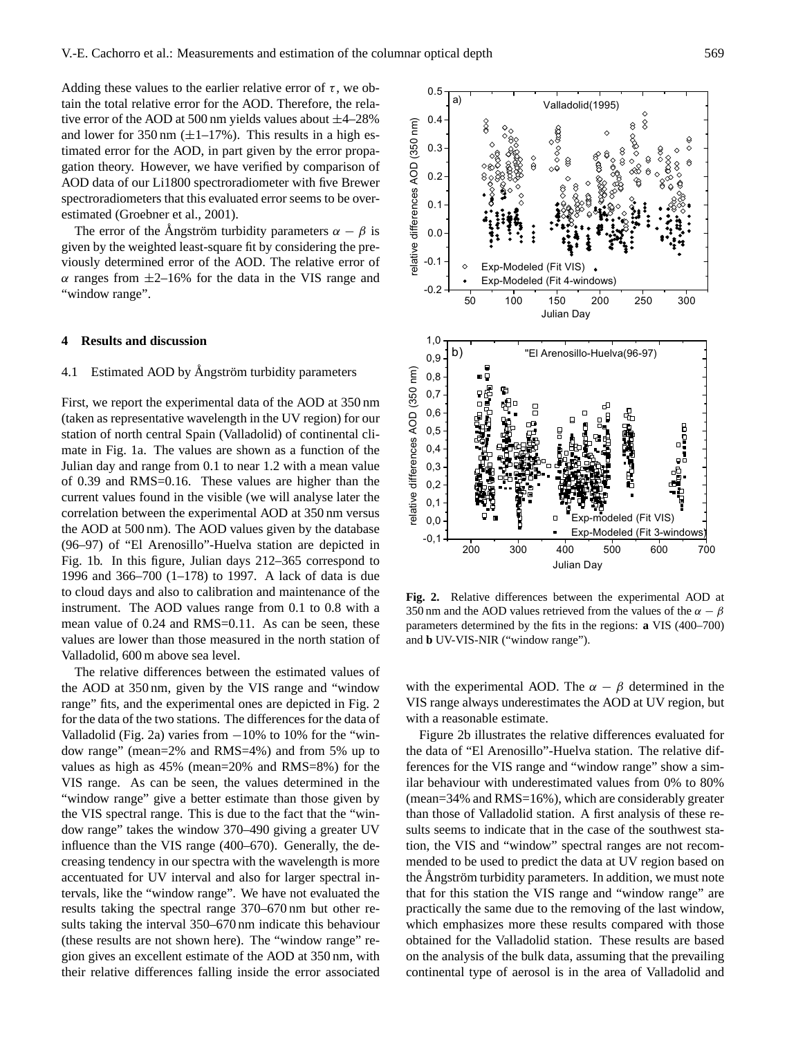Adding these values to the earlier relative error of $\tau$, we obtain the total relative error for the AOD. Therefore, the relative error of the AOD at 500 nm yields values about $\pm$4–28% and lower for 350 nm ($\pm$1–17%). This results in a high estimated error for the AOD, in part given by the error propagation theory. However, we have verified by comparison of AOD data of our Li1800 spectroradiometer with five Brewer spectroradiometers that this evaluated error seems to be overestimated (Groebner et al., 2001).

The error of the Ångström turbidity parameters $\alpha - \beta$ is given by the weighted least-square fit by considering the previously determined error of the AOD. The relative error of $\alpha$ ranges from $\pm$2–16% for the data in the VIS range and "window range".

## 4 Results and discussion

### 4.1 Estimated AOD by Ångström turbidity parameters

First, we report the experimental data of the AOD at 350 nm (taken as representative wavelength in the UV region) for our station of north central Spain (Valladolid) of continental climate in Fig. 1a. The values are shown as a function of the Julian day and range from 0.1 to near 1.2 with a mean value of 0.39 and RMS=0.16. These values are higher than the current values found in the visible (we will analyse later the correlation between the experimental AOD at 350 nm versus the AOD at 500 nm). The AOD values given by the database (96–97) of "El Arenosillo"-Huelva station are depicted in Fig. 1b. In this figure, Julian days 212–365 correspond to 1996 and 366–700 (1–178) to 1997. A lack of data is due to cloud days and also to calibration and maintenance of the instrument. The AOD values range from 0.1 to 0.8 with a mean value of 0.24 and RMS=0.11. As can be seen, these values are lower than those measured in the north station of Valladolid, 600 m above sea level.

The relative differences between the estimated values of the AOD at 350 nm, given by the VIS range and "window range" fits, and the experimental ones are depicted in Fig. 2 for the data of the two stations. The differences for the data of Valladolid (Fig. 2a) varies from $-10$% to 10% for the "window range" (mean=2% and RMS=4%) and from 5% up to values as high as 45% (mean=20% and RMS=8%) for the VIS range. As can be seen, the values determined in the "window range" give a better estimate than those given by the VIS spectral range. This is due to the fact that the "window range" takes the window 370–490 giving a greater UV influence than the VIS range (400–670). Generally, the decreasing tendency in our spectra with the wavelength is more accentuated for UV interval and also for larger spectral intervals, like the "window range". We have not evaluated the results taking the spectral range 370–670 nm but other results taking the interval 350–670 nm indicate this behaviour (these results are not shown here). The "window range" region gives an excellent estimate of the AOD at 350 nm, with their relative differences falling inside the error associated with the experimental AOD. The $\alpha - \beta$ determined in the VIS range always underestimates the AOD at UV region, but with a reasonable estimate.

Figure 2b illustrates the relative differences evaluated for the data of "El Arenosillo"-Huelva station. The relative differences for the VIS range and "window range" show a similar behaviour with underestimated values from 0% to 80% (mean=34% and RMS=16%), which are considerably greater than those of Valladolid station. A first analysis of these results seems to indicate that in the case of the southwest station, the VIS and "window" spectral ranges are not recommended to be used to predict the data at UV region based on the Ångström turbidity parameters. In addition, we must note that for this station the VIS range and "window range" are practically the same due to the removing of the last window, which emphasizes more these results compared with those obtained for the Valladolid station. These results are based on the analysis of the bulk data, assuming that the prevailing continental type of aerosol is in the area of Valladolid and

**Fig. 2.** Relative differences between the experimental AOD at 350 nm and the AOD values retrieved from the values of the $\alpha - \beta$ parameters determined by the fits in the regions: **a** VIS (400–700) and **b** UV-VIS-NIR ("window range").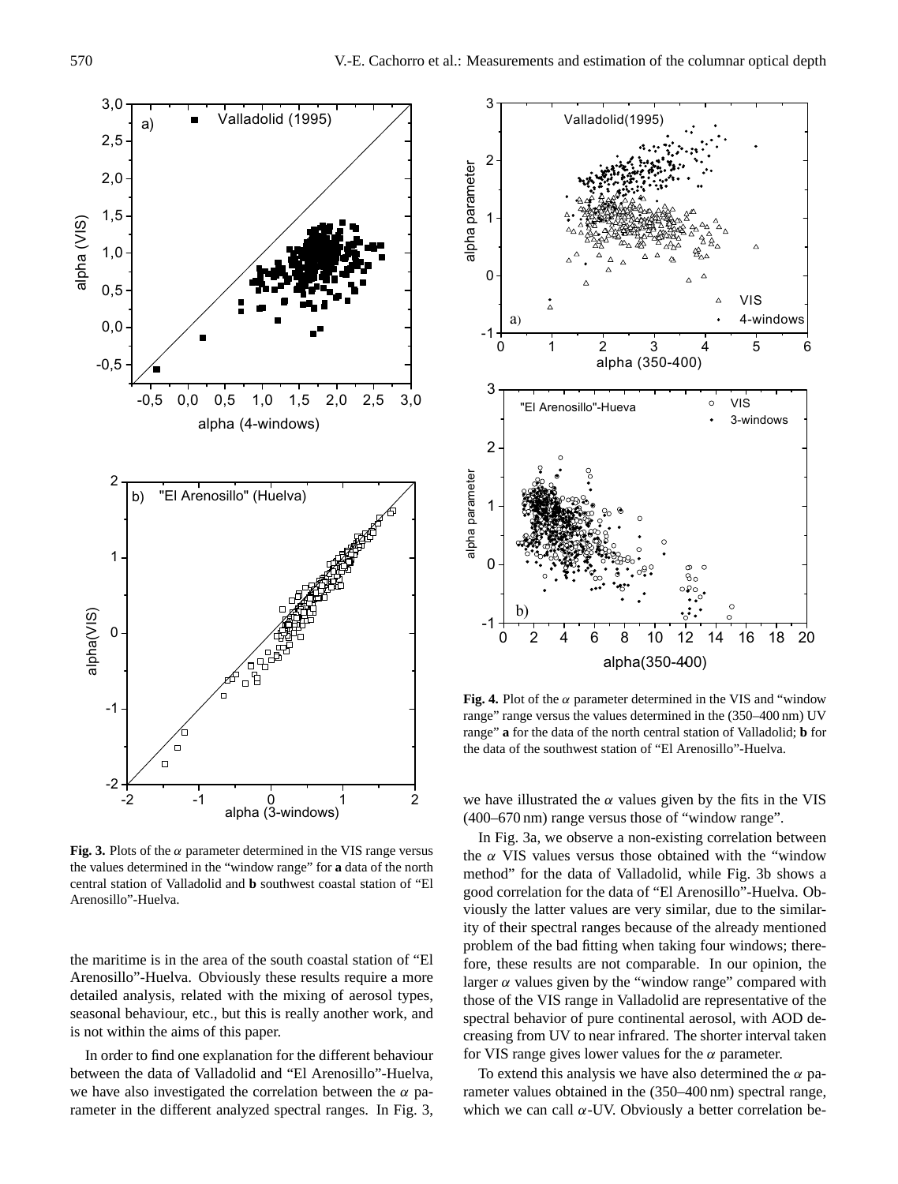**Fig. 3.** Plots of the $\alpha$ parameter determined in the VIS range versus the values determined in the "window range" for **a** data of the north central station of Valladolid and **b** southwest coastal station of "El Arenosillo"-Huelva.

**Fig. 4.** Plot of the $\alpha$ parameter determined in the VIS and "window range" range versus the values determined in the (350–400 nm) UV range" **a** for the data of the north central station of Valladolid; **b** for the data of the southwest station of "El Arenosillo"-Huelva.

the maritime is in the area of the south coastal station of "El Arenosillo"-Huelva. Obviously these results require a more detailed analysis, related with the mixing of aerosol types, seasonal behaviour, etc., but this is really another work, and is not within the aims of this paper.

In order to find one explanation for the different behaviour between the data of Valladolid and "El Arenosillo"-Huelva, we have also investigated the correlation between the $\alpha$ parameter in the different analyzed spectral ranges. In Fig. 3, we have illustrated the $\alpha$ values given by the fits in the VIS (400–670 nm) range versus those of "window range".

In Fig. 3a, we observe a non-existing correlation between the $\alpha$ VIS values versus those obtained with the "window method" for the data of Valladolid, while Fig. 3b shows a good correlation for the data of "El Arenosillo"-Huelva. Obviously the latter values are very similar, due to the similarity of their spectral ranges because of the already mentioned problem of the bad fitting when taking four windows; therefore, these results are not comparable. In our opinion, the larger $\alpha$ values given by the "window range" compared with those of the VIS range in Valladolid are representative of the spectral behavior of pure continental aerosol, with AOD decreasing from UV to near infrared. The shorter interval taken for VIS range gives lower values for the $\alpha$ parameter.

To extend this analysis we have also determined the $\alpha$ parameter values obtained in the (350–400 nm) spectral range, which we can call $\alpha$-UV. Obviously a better correlation be-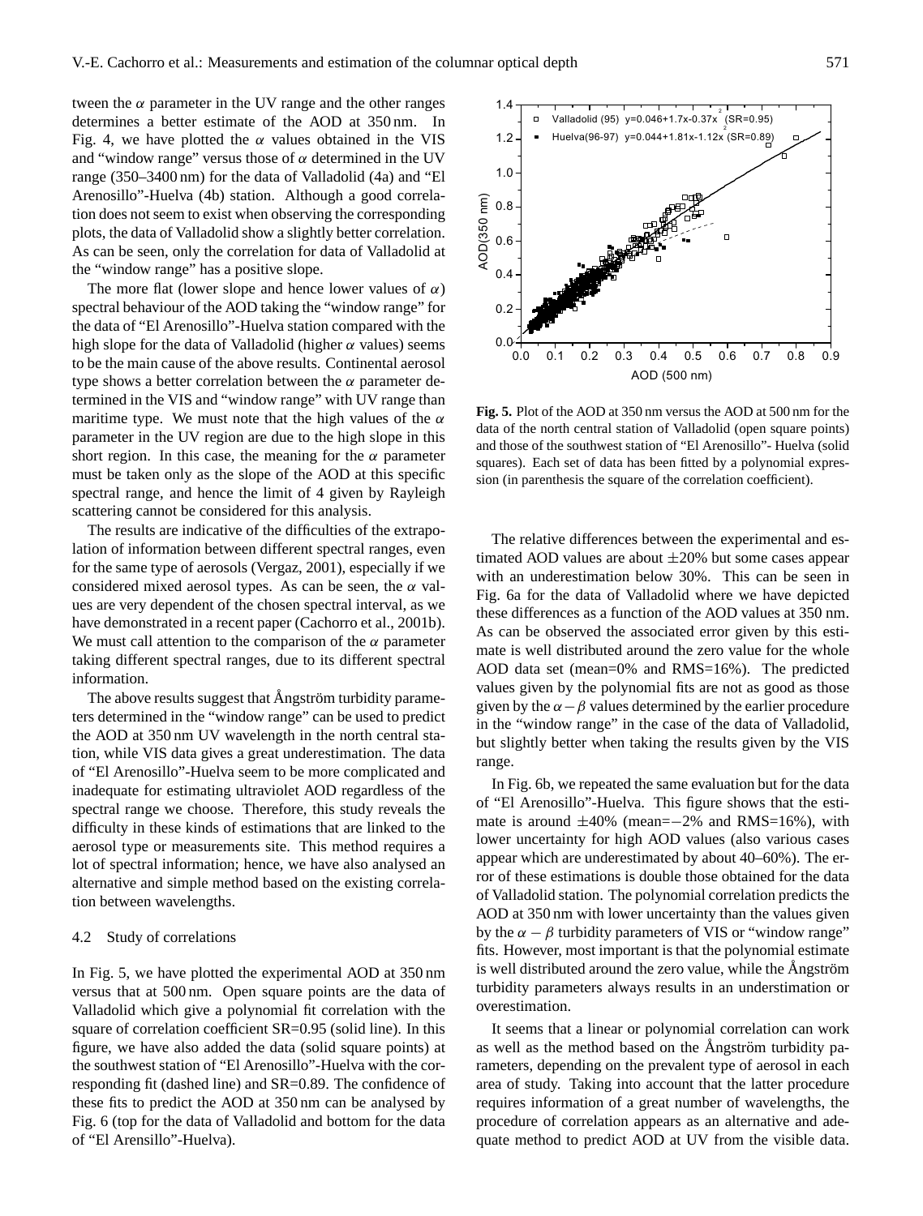tween the $\alpha$ parameter in the UV range and the other ranges determines a better estimate of the $\alpha$ of the AOD at 350 nm. In Fig. 4, we have plotted the $\alpha$ values obtained in the VIS and "window range" versus those of $\alpha$ determined in the UV range (350–3400 nm) for the data of Valladolid (4a) and "El Arenosillo"-Huelva (4b) station. Although a good correlation does not seem to exist when observing the corresponding plots, the data of Valladolid show a slightly better correlation. As can be seen, only the correlation for data of Valladolid at the "window range" has a positive slope.

The more flat (lower slope and hence lower values of $\alpha$) spectral behaviour of the AOD taking the "window range" for the data of "El Arenosillo"-Huelva station compared with the high slope for the data of Valladolid (higher $\alpha$ values) seems to be the main cause of the above results. Continental aerosol type shows a better correlation between the $\alpha$ parameter determined in the VIS and "window range" with UV range than maritime type. We must note that the high values of the $\alpha$ parameter in the UV region are due to the high slope in this short region. In this case, the meaning for the $\alpha$ parameter must be taken only as the slope of the AOD at this specific spectral range, and hence the limit of 4 given by Rayleigh scattering cannot be considered for this analysis.

The results are indicative of the difficulties of the extrapolation of information between different spectral ranges, even for the same type of aerosols (Vergaz, 2001), especially if we considered mixed aerosol types. As can be seen, the $\alpha$ values are very dependent of the chosen spectral interval, as we have demonstrated in a recent paper (Cachorro et al., 2001b). We must call attention to the comparison of the $\alpha$ parameter taking different spectral ranges, due to its different spectral information.

The above results suggest that Ångström turbidity parameters determined in the "window range" can be used to predict the AOD at 350 nm UV wavelength in the north central station, while VIS data gives a great underestimation. The data of "El Arenosillo"-Huelva seem to be more complicated and inadequate for estimating ultraviolet AOD regardless of the spectral range we choose. Therefore, this study reveals the difficulty in these kinds of estimations that are linked to the aerosol type or measurements site. This method requires a lot of spectral information; hence, we have also analysed an alternative and simple method based on the existing correlation between wavelengths.

### 4.2 Study of correlations

In Fig. 5, we have plotted the experimental AOD at 350 nm versus that at 500 nm. Open square points are the data of Valladolid which give a polynomial fit correlation with the square of correlation coefficient SR=0.95 (solid line). In this figure, we have also added the data (solid square points) at the southwest station of "El Arenosillo"-Huelva with the corresponding fit (dashed line) and SR=0.89. The confidence of these fits to predict the AOD at 350 nm can be analysed by Fig. 6 (top for the data of Valladolid and bottom for the data of "El Arensillo"-Huelva).

**Fig. 5.** Plot of the AOD at 350 nm versus the AOD at 500 nm for the data of the north central station of Valladolid (open square points) and those of the southwest station of "El Arenosillo"- Huelva (solid squares). Each set of data has been fitted by a polynomial expression (in parenthesis the square of the correlation coefficient).

The relative differences between the experimental and estimated AOD values are about $\pm$20% but some cases appear with an underestimation below 30%. This can be seen in Fig. 6a for the data of Valladolid where we have depicted these differences as a function of the AOD values at 350 nm. As can be observed the associated error given by this estimate is well distributed around the zero value for the whole AOD data set (mean=0% and RMS=16%). The predicted values given by the polynomial fits are not as good as those given by the $\alpha-\beta$ values determined by the earlier procedure in the "window range" in the case of the data of Valladolid, but slightly better when taking the results given by the VIS range.

In Fig. 6b, we repeated the same evaluation but for the data of "El Arenosillo"-Huelva. This figure shows that the estimate is around $\pm$40% (mean=$-$2% and RMS=16%), with lower uncertainty for high AOD values (also various cases appear which are underestimated by about 40–60%). The error of these estimations is double those obtained for the data of Valladolid station. The polynomial correlation predicts the AOD at 350 nm with lower uncertainty than the values given by the $\alpha-\beta$ turbidity parameters of VIS or "window range" fits. However, most important is that the polynomial estimate is well distributed around the zero value, while the Ångström turbidity parameters always results in an understimation or overestimation.

It seems that a linear or polynomial correlation can work as well as the method based on the Ångström turbidity parameters, depending on the prevalent type of aerosol in each area of study. Taking into account that the latter procedure requires information of a great number of wavelengths, the procedure of correlation appears as an alternative and adequate method to predict AOD at UV from the visible data.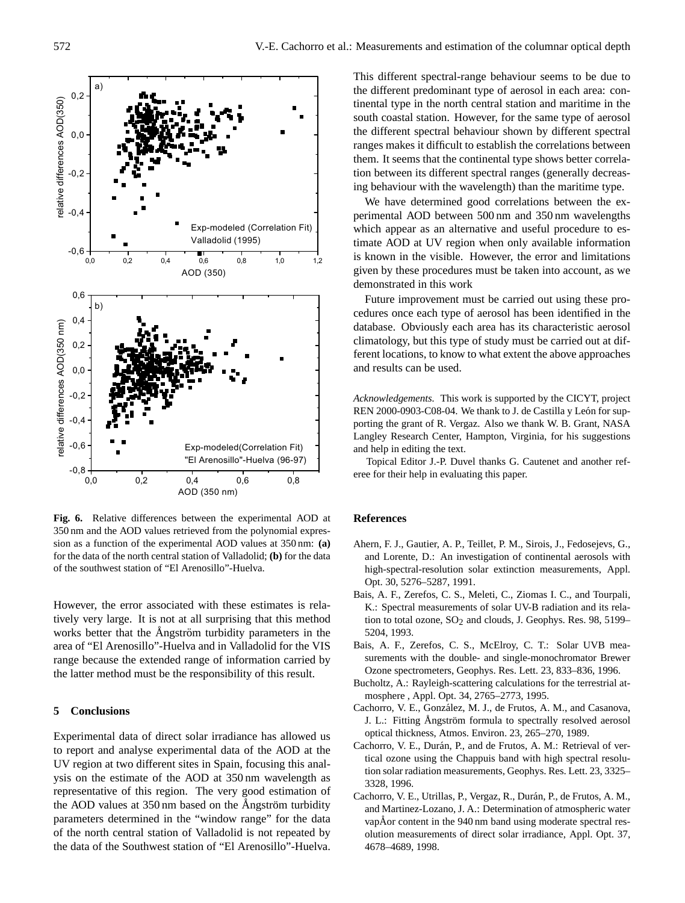**Fig. 6.** Relative differences between the experimental AOD at 350 nm and the AOD values retrieved from the polynomial expression as a function of the experimental AOD values at 350 nm: **(a)** for the data of the north central station of Valladolid; **(b)** for the data of the southwest station of "El Arenosillo"-Huelva.

However, the error associated with these estimates is relatively very large. It is not at all surprising that this method works better that the Ångström turbidity parameters in the area of "El Arenosillo"-Huelva and in Valladolid for the VIS range because the extended range of information carried by the latter method must be the responsibility of this result.

## 5 Conclusions

Experimental data of direct solar irradiance has allowed us to report and analyse experimental data of the AOD at the UV region at two different sites in Spain, focusing this analysis on the estimate of the AOD at 350 nm wavelength as representative of this region. The very good estimation of the AOD values at 350 nm based on the Ångström turbidity parameters determined in the "window range" for the data of the north central station of Valladolid is not repeated by the data of the Southwest station of "El Arenosillo"-Huelva. This different spectral-range behaviour seems to be due to the different predominant type of aerosol in each area: continental type in the north central station and maritime in the south coastal station. However, for the same type of aerosol the different spectral behaviour shown by different spectral ranges makes it difficult to establish the correlations between them. It seems that the continental type shows better correlation between its different spectral ranges (generally decreasing behaviour with the wavelength) than the maritime type.

We have determined good correlations between the experimental AOD between 500 nm and 350 nm wavelengths which appear as an alternative and useful procedure to estimate AOD at UV region when only available information is known in the visible. However, the error and limitations given by these procedures must be taken into account, as we demonstrated in this work

Future improvement must be carried out using these procedures once each type of aerosol has been identified in the database. Obviously each area has its characteristic aerosol climatology, but this type of study must be carried out at different locations, to know to what extent the above approaches and results can be used.

*Acknowledgements.* This work is supported by the CICYT, project REN 2000-0903-C08-04. We thank to J. de Castilla y León for supporting the grant of R. Vergaz. Also we thank W. B. Grant, NASA Langley Research Center, Hampton, Virginia, for his suggestions and help in editing the text.

Topical Editor J.-P. Duvel thanks G. Cautenet and another referee for their help in evaluating this paper.

## References

- Ahern, F. J., Gautier, A. P., Teillet, P. M., Sirois, J., Fedosejevs, G., and Lorente, D.: An investigation of continental aerosols with high-spectral-resolution solar extinction measurements, Appl. Opt. 30, 5276–5287, 1991.
- Bais, A. F., Zerefos, C. S., Meleti, C., Ziomas I. C., and Tourpali, K.: Spectral measurements of solar UV-B radiation and its relation to total ozone, $SO_2$ and clouds, J. Geophys. Res. 98, 5199–5204, 1993.
- Bais, A. F., Zerefos, C. S., McElroy, C. T.: Solar UVB measurements with the double- and single-monochromator Brewer Ozone spectrometers, Geophys. Res. Lett. 23, 833–836, 1996.
- Bucholtz, A.: Rayleigh-scattering calculations for the terrestrial atmosphere , Appl. Opt. 34, 2765–2773, 1995.
- Cachorro, V. E., González, M. J., de Frutos, A. M., and Casanova, J. L.: Fitting Ångström formula to spectrally resolved aerosol optical thickness, Atmos. Environ. 23, 265–270, 1989.
- Cachorro, V. E., Durán, P., and de Frutos, A. M.: Retrieval of vertical ozone using the Chappuis band with high spectral resolution solar radiation measurements, Geophys. Res. Lett. 23, 3325–3328, 1996.
- Cachorro, V. E., Utrillas, P., Vergaz, R., Durán, P., de Frutos, A. M., and Martinez-Lozano, J. A.: Determination of atmospheric water vapÅor content in the 940 nm band using moderate spectral resolution measurements of direct solar irradiance, Appl. Opt. 37, 4678–4689, 1998.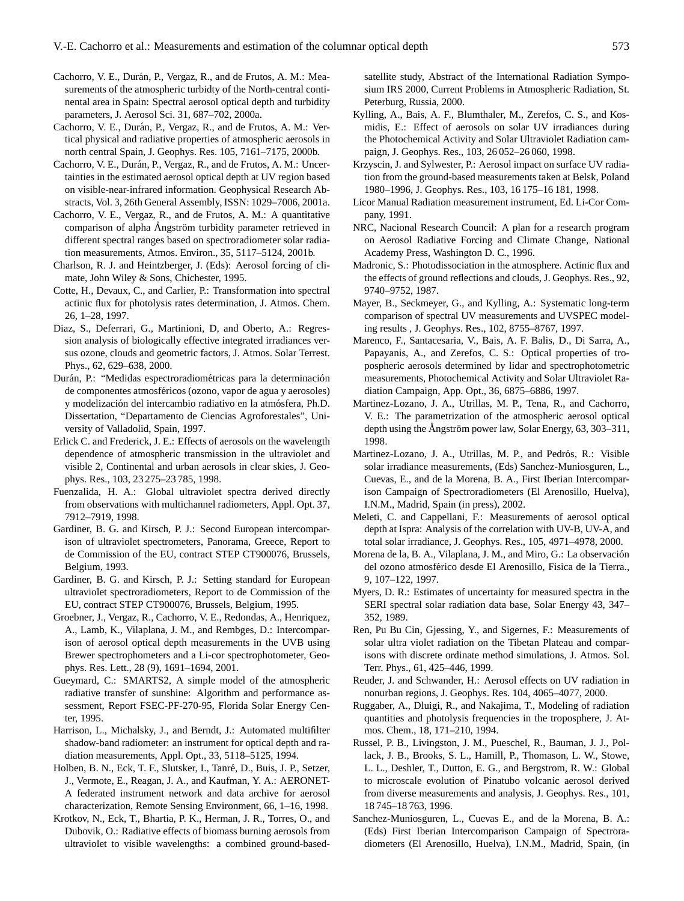Cachorro, V. E., Durán, P., Vergaz, R., and de Frutos, A. M.: Measurements of the atmospheric turbidty of the North-central continental area in Spain: Spectral aerosol optical depth and turbidity parameters, J. Aerosol Sci. 31, 687–702, 2000a.

Cachorro, V. E., Durán, P., Vergaz, R., and de Frutos, A. M.: Vertical physical and radiative properties of atmospheric aerosols in north central Spain, J. Geophys. Res. 105, 7161–7175, 2000b.

Cachorro, V. E., Durán, P., Vergaz, R., and de Frutos, A. M.: Uncertainties in the estimated aerosol optical depth at UV region based on visible-near-infrared information. Geophysical Research Abstracts, Vol. 3, 26th General Assembly, ISSN: 1029–7006, 2001a.

Cachorro, V. E., Vergaz, R., and de Frutos, A. M.: A quantitative comparison of alpha Ångström turbidity parameter retrieved in different spectral ranges based on spectroradiometer solar radiation measurements, Atmos. Environ., 35, 5117–5124, 2001b.

Charlson, R. J. and Heintzberger, J. (Eds): Aerosol forcing of climate, John Wiley & Sons, Chichester, 1995.

Cotte, H., Devaux, C., and Carlier, P.: Transformation into spectral actinic flux for photolysis rates determination, J. Atmos. Chem. 26, 1–28, 1997.

Diaz, S., Deferrari, G., Martinioni, D, and Oberto, A.: Regression analysis of biologically effective integrated irradiances versus ozone, clouds and geometric factors, J. Atmos. Solar Terrest. Phys., 62, 629–638, 2000.

Durán, P.: "Medidas espectroradiométricas para la determinación de componentes atmosféricos (ozono, vapor de agua y aerosoles) y modelización del intercambio radiativo en la atmósfera, Ph.D. Dissertation, "Departamento de Ciencias Agroforestales", University of Valladolid, Spain, 1997.

Erlick C. and Frederick, J. E.: Effects of aerosols on the wavelength dependence of atmospheric transmission in the ultraviolet and visible 2, Continental and urban aerosols in clear skies, J. Geophys. Res., 103, 23 275–23 785, 1998.

Fuenzalida, H. A.: Global ultraviolet spectra derived directly from observations with multichannel radiometers, Appl. Opt. 37, 7912–7919, 1998.

Gardiner, B. G. and Kirsch, P. J.: Second European intercomparison of ultraviolet spectrometers, Panorama, Greece, Report to de Commission of the EU, contract STEP CT900076, Brussels, Belgium, 1993.

Gardiner, B. G. and Kirsch, P. J.: Setting standard for European ultraviolet spectroradiometers, Report to de Commission of the EU, contract STEP CT900076, Brussels, Belgium, 1995.

Groebner, J., Vergaz, R., Cachorro, V. E., Redondas, A., Henriquez, A., Lamb, K., Vilaplana, J. M., and Rembges, D.: Intercomparison of aerosol optical depth measurements in the UVB using Brewer spectrophometers and a Li-cor spectrophotometer, Geophys. Res. Lett., 28 (9), 1691–1694, 2001.

Gueymard, C.: SMARTS2, A simple model of the atmospheric radiative transfer of sunshine: Algorithm and performance assessment, Report FSEC-PF-270-95, Florida Solar Energy Center, 1995.

Harrison, L., Michalsky, J., and Berndt, J.: Automated multifilter shadow-band radiometer: an instrument for optical depth and radiation measurements, Appl. Opt., 33, 5118–5125, 1994.

Holben, B. N., Eck, T. F., Slutsker, I., Tanré, D., Buis, J. P., Setzer, J., Vermote, E., Reagan, J. A., and Kaufman, Y. A.: AERONET-A federated instrument network and data archive for aerosol characterization, Remote Sensing Environment, 66, 1–16, 1998.

Krotkov, N., Eck, T., Bhartia, P. K., Herman, J. R., Torres, O., and Dubovik, O.: Radiative effects of biomass burning aerosols from ultraviolet to visible wavelengths: a combined ground-based-satellite study, Abstract of the International Radiation Symposium IRS 2000, Current Problems in Atmospheric Radiation, St. Peterburg, Russia, 2000.

Kylling, A., Bais, A. F., Blumthaler, M., Zerefos, C. S., and Kosmidis, E.: Effect of aerosols on solar UV irradiances during the Photochemical Activity and Solar Ultraviolet Radiation campaign, J. Geophys. Res., 103, 26 052–26 060, 1998.

Krzyscin, J. and Sylwester, P.: Aerosol impact on surface UV radiation from the ground-based measurements taken at Belsk, Poland 1980–1996, J. Geophys. Res., 103, 16 175–16 181, 1998.

Licor Manual Radiation measurement instrument, Ed. Li-Cor Company, 1991.

NRC, Nacional Research Council: A plan for a research program on Aerosol Radiative Forcing and Climate Change, National Academy Press, Washington D. C., 1996.

Madronic, S.: Photodissociation in the atmosphere. Actinic flux and the effects of ground reflections and clouds, J. Geophys. Res., 92, 9740–9752, 1987.

Mayer, B., Seckmeyer, G., and Kylling, A.: Systematic long-term comparison of spectral UV measurements and UVSPEC modeling results , J. Geophys. Res., 102, 8755–8767, 1997.

Marenco, F., Santacesaria, V., Bais, A. F. Balis, D., Di Sarra, A., Papayanis, A., and Zerefos, C. S.: Optical properties of tropospheric aerosols determined by lidar and spectrophotometric measurements, Photochemical Activity and Solar Ultraviolet Radiation Campaign, App. Opt., 36, 6875–6886, 1997.

Martinez-Lozano, J. A., Utrillas, M. P., Tena, R., and Cachorro, V. E.: The parametrization of the atmospheric aerosol optical depth using the Ångström power law, Solar Energy, 63, 303–311, 1998.

Martinez-Lozano, J. A., Utrillas, M. P., and Pedrós, R.: Visible solar irradiance measurements, (Eds) Sanchez-Muniosguren, L., Cuevas, E., and de la Morena, B. A., First Iberian Intercomparison Campaign of Spectroradiometers (El Arenosillo, Huelva), I.N.M., Madrid, Spain (in press), 2002.

Meleti, C. and Cappellani, F.: Measurements of aerosol optical depth at Ispra: Analysis of the correlation with UV-B, UV-A, and total solar irradiance, J. Geophys. Res., 105, 4971–4978, 2000.

Morena de la, B. A., Vilaplana, J. M., and Miro, G.: La observación del ozono atmosférico desde El Arenosillo, Fisica de la Tierra., 9, 107–122, 1997.

Myers, D. R.: Estimates of uncertainty for measured spectra in the SERI spectral solar radiation data base, Solar Energy 43, 347–352, 1989.

Ren, Pu Bu Cin, Gjessing, Y., and Sigernes, F.: Measurements of solar ultra violet radiation on the Tibetan Plateau and comparisons with discrete ordinate method simulations, J. Atmos. Sol. Terr. Phys., 61, 425–446, 1999.

Reuder, J. and Schwander, H.: Aerosol effects on UV radiation in nonurban regions, J. Geophys. Res. 104, 4065–4077, 2000.

Ruggaber, A., Dluigi, R., and Nakajima, T., Modeling of radiation quantities and photolysis frequencies in the troposphere, J. Atmos. Chem., 18, 171–210, 1994.

Russel, P. B., Livingston, J. M., Pueschel, R., Bauman, J. J., Pollack, J. B., Brooks, S. L., Hamill, P., Thomason, L. W., Stowe, L. L., Deshler, T., Dutton, E. G., and Bergstrom, R. W.: Global to microscale evolution of Pinatubo volcanic aerosol derived from diverse measurements and analysis, J. Geophys. Res., 101, 18 745–18 763, 1996.

Sanchez-Muniosguren, L., Cuevas E., and de la Morena, B. A.: (Eds) First Iberian Intercomparison Campaign of Spectroradiometers (El Arenosillo, Huelva), I.N.M., Madrid, Spain, (in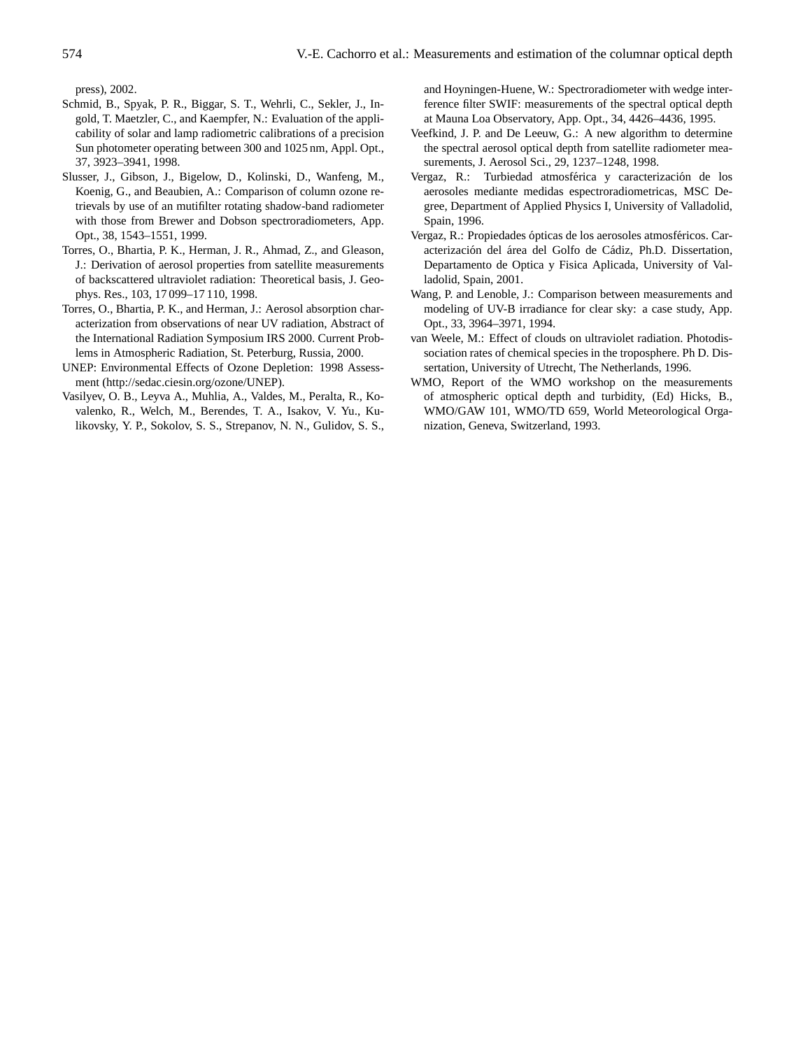press), 2002.

Schmid, B., Spyak, P. R., Biggar, S. T., Wehrli, C., Sekler, J., Ingold, T. Maetzler, C., and Kaempfer, N.: Evaluation of the applicability of solar and lamp radiometric calibrations of a precision Sun photometer operating between 300 and 1025 nm, Appl. Opt., 37, 3923–3941, 1998.

Slusser, J., Gibson, J., Bigelow, D., Kolinski, D., Wanfeng, M., Koenig, G., and Beaubien, A.: Comparison of column ozone retrievals by use of an mutifilter rotating shadow-band radiometer with those from Brewer and Dobson spectroradiometers, App. Opt., 38, 1543–1551, 1999.

Torres, O., Bhartia, P. K., Herman, J. R., Ahmad, Z., and Gleason, J.: Derivation of aerosol properties from satellite measurements of backscattered ultraviolet radiation: Theoretical basis, J. Geophys. Res., 103, 17 099–17 110, 1998.

Torres, O., Bhartia, P. K., and Herman, J.: Aerosol absorption characterization from observations of near UV radiation, Abstract of the International Radiation Symposium IRS 2000. Current Problems in Atmospheric Radiation, St. Peterburg, Russia, 2000.

UNEP: Environmental Effects of Ozone Depletion: 1998 Assessment (http://sedac.ciesin.org/ozone/UNEP).

Vasilyev, O. B., Leyva A., Muhlia, A., Valdes, M., Peralta, R., Kovalenko, R., Welch, M., Berendes, T. A., Isakov, V. Yu., Kulikovsky, Y. P., Sokolov, S. S., Strepanov, N. N., Gulidov, S. S., and Hoyningen-Huene, W.: Spectroradiometer with wedge interference filter SWIF: measurements of the spectral optical depth at Mauna Loa Observatory, App. Opt., 34, 4426–4436, 1995.

Veefkind, J. P. and De Leeuw, G.: A new algorithm to determine the spectral aerosol optical depth from satellite radiometer measurements, J. Aerosol Sci., 29, 1237–1248, 1998.

Vergaz, R.: Turbiedad atmosférica y caracterización de los aerosoles mediante medidas espectroradiometricas, MSC Degree, Department of Applied Physics I, University of Valladolid, Spain, 1996.

Vergaz, R.: Propiedades ópticas de los aerosoles atmosféricos. Caracterización del área del Golfo de Cádiz, Ph.D. Dissertation, Departamento de Optica y Fisica Aplicada, University of Valladolid, Spain, 2001.

Wang, P. and Lenoble, J.: Comparison between measurements and modeling of UV-B irradiance for clear sky: a case study, App. Opt., 33, 3964–3971, 1994.

van Weele, M.: Effect of clouds on ultraviolet radiation. Photodissociation rates of chemical species in the troposphere. Ph D. Dissertation, University of Utrecht, The Netherlands, 1996.

WMO, Report of the WMO workshop on the measurements of atmospheric optical depth and turbidity, (Ed) Hicks, B., WMO/GAW 101, WMO/TD 659, World Meteorological Organization, Geneva, Switzerland, 1993.